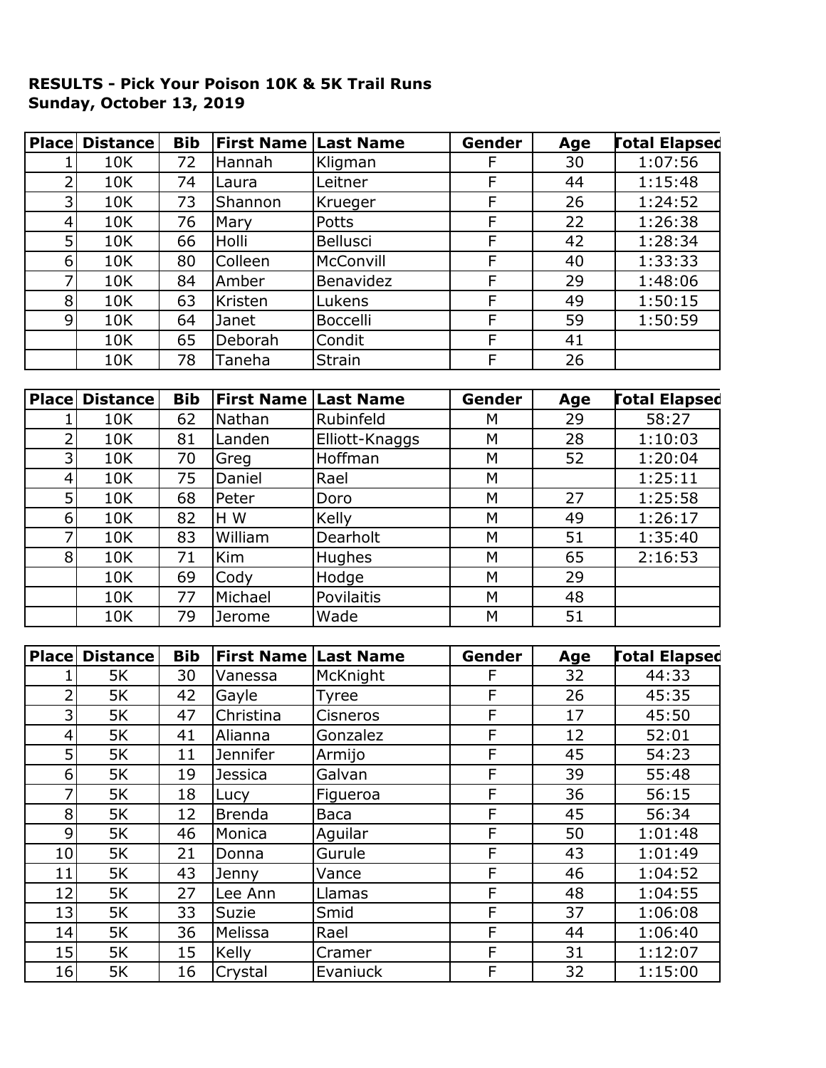**RESULTS - Pick Your Poison 10K & 5K Trail Runs**
**Sunday, October 13, 2019**

| Place | Distance | Bib | First Name | Last Name | Gender | Age | Total Elapsed |
|---|---|---|---|---|---|---|---|
| 1 | 10K | 72 | Hannah | Kligman | F | 30 | 1:07:56 |
| 2 | 10K | 74 | Laura | Leitner | F | 44 | 1:15:48 |
| 3 | 10K | 73 | Shannon | Krueger | F | 26 | 1:24:52 |
| 4 | 10K | 76 | Mary | Potts | F | 22 | 1:26:38 |
| 5 | 10K | 66 | Holli | Bellusci | F | 42 | 1:28:34 |
| 6 | 10K | 80 | Colleen | McConvill | F | 40 | 1:33:33 |
| 7 | 10K | 84 | Amber | Benavidez | F | 29 | 1:48:06 |
| 8 | 10K | 63 | Kristen | Lukens | F | 49 | 1:50:15 |
| 9 | 10K | 64 | Janet | Boccelli | F | 59 | 1:50:59 |
| | 10K | 65 | Deborah | Condit | F | 41 | |
| | 10K | 78 | Taneha | Strain | F | 26 | |

| Place | Distance | Bib | First Name | Last Name | Gender | Age | Total Elapsed |
|---|---|---|---|---|---|---|---|
| 1 | 10K | 62 | Nathan | Rubinfeld | M | 29 | 58:27 |
| 2 | 10K | 81 | Landen | Elliott-Knaggs | M | 28 | 1:10:03 |
| 3 | 10K | 70 | Greg | Hoffman | M | 52 | 1:20:04 |
| 4 | 10K | 75 | Daniel | Rael | M | | 1:25:11 |
| 5 | 10K | 68 | Peter | Doro | M | 27 | 1:25:58 |
| 6 | 10K | 82 | H W | Kelly | M | 49 | 1:26:17 |
| 7 | 10K | 83 | William | Dearholt | M | 51 | 1:35:40 |
| 8 | 10K | 71 | Kim | Hughes | M | 65 | 2:16:53 |
| | 10K | 69 | Cody | Hodge | M | 29 | |
| | 10K | 77 | Michael | Povilaitis | M | 48 | |
| | 10K | 79 | Jerome | Wade | M | 51 | |

| Place | Distance | Bib | First Name | Last Name | Gender | Age | Total Elapsed |
|---|---|---|---|---|---|---|---|
| 1 | 5K | 30 | Vanessa | McKnight | F | 32 | 44:33 |
| 2 | 5K | 42 | Gayle | Tyree | F | 26 | 45:35 |
| 3 | 5K | 47 | Christina | Cisneros | F | 17 | 45:50 |
| 4 | 5K | 41 | Alianna | Gonzalez | F | 12 | 52:01 |
| 5 | 5K | 11 | Jennifer | Armijo | F | 45 | 54:23 |
| 6 | 5K | 19 | Jessica | Galvan | F | 39 | 55:48 |
| 7 | 5K | 18 | Lucy | Figueroa | F | 36 | 56:15 |
| 8 | 5K | 12 | Brenda | Baca | F | 45 | 56:34 |
| 9 | 5K | 46 | Monica | Aguilar | F | 50 | 1:01:48 |
| 10 | 5K | 21 | Donna | Gurule | F | 43 | 1:01:49 |
| 11 | 5K | 43 | Jenny | Vance | F | 46 | 1:04:52 |
| 12 | 5K | 27 | Lee Ann | Llamas | F | 48 | 1:04:55 |
| 13 | 5K | 33 | Suzie | Smid | F | 37 | 1:06:08 |
| 14 | 5K | 36 | Melissa | Rael | F | 44 | 1:06:40 |
| 15 | 5K | 15 | Kelly | Cramer | F | 31 | 1:12:07 |
| 16 | 5K | 16 | Crystal | Evaniuck | F | 32 | 1:15:00 |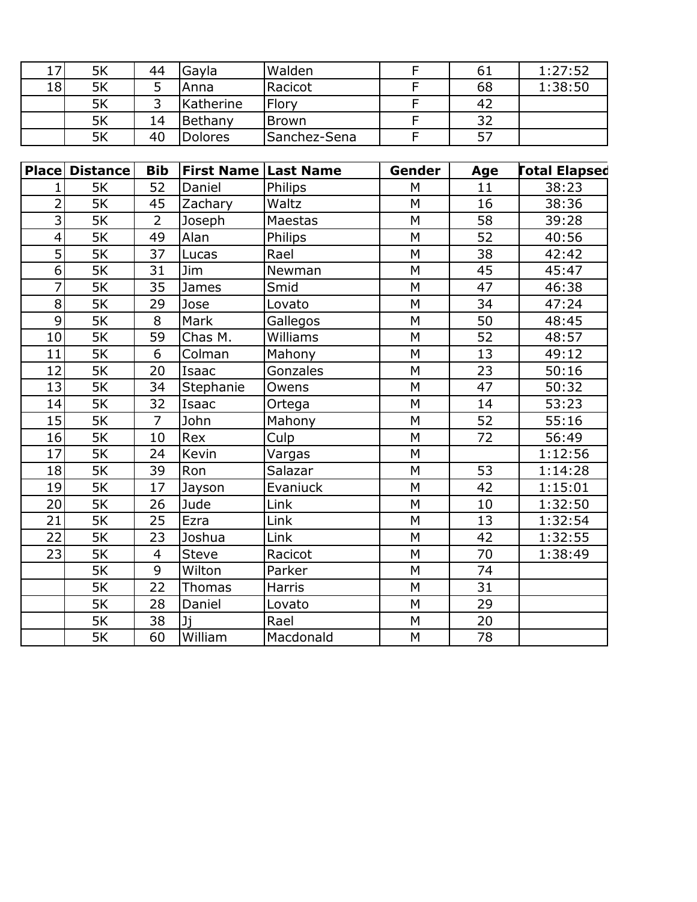| 17 | 5K | 44 | Gayla | Walden | F | 61 | 1:27:52 |
|---|---|---|---|---|---|---|---|
| 18 | 5K | 5 | Anna | Racicot | F | 68 | 1:38:50 |
| | 5K | 3 | Katherine | Flory | F | 42 | |
| | 5K | 14 | Bethany | Brown | F | 32 | |
| | 5K | 40 | Dolores | Sanchez-Sena | F | 57 | |

| Place | Distance | Bib | First Name | Last Name | Gender | Age | Total Elapsed |
|---|---|---|---|---|---|---|---|
| 1 | 5K | 52 | Daniel | Philips | M | 11 | 38:23 |
| 2 | 5K | 45 | Zachary | Waltz | M | 16 | 38:36 |
| 3 | 5K | 2 | Joseph | Maestas | M | 58 | 39:28 |
| 4 | 5K | 49 | Alan | Philips | M | 52 | 40:56 |
| 5 | 5K | 37 | Lucas | Rael | M | 38 | 42:42 |
| 6 | 5K | 31 | Jim | Newman | M | 45 | 45:47 |
| 7 | 5K | 35 | James | Smid | M | 47 | 46:38 |
| 8 | 5K | 29 | Jose | Lovato | M | 34 | 47:24 |
| 9 | 5K | 8 | Mark | Gallegos | M | 50 | 48:45 |
| 10 | 5K | 59 | Chas M. | Williams | M | 52 | 48:57 |
| 11 | 5K | 6 | Colman | Mahony | M | 13 | 49:12 |
| 12 | 5K | 20 | Isaac | Gonzales | M | 23 | 50:16 |
| 13 | 5K | 34 | Stephanie | Owens | M | 47 | 50:32 |
| 14 | 5K | 32 | Isaac | Ortega | M | 14 | 53:23 |
| 15 | 5K | 7 | John | Mahony | M | 52 | 55:16 |
| 16 | 5K | 10 | Rex | Culp | M | 72 | 56:49 |
| 17 | 5K | 24 | Kevin | Vargas | M | | 1:12:56 |
| 18 | 5K | 39 | Ron | Salazar | M | 53 | 1:14:28 |
| 19 | 5K | 17 | Jayson | Evaniuck | M | 42 | 1:15:01 |
| 20 | 5K | 26 | Jude | Link | M | 10 | 1:32:50 |
| 21 | 5K | 25 | Ezra | Link | M | 13 | 1:32:54 |
| 22 | 5K | 23 | Joshua | Link | M | 42 | 1:32:55 |
| 23 | 5K | 4 | Steve | Racicot | M | 70 | 1:38:49 |
| | 5K | 9 | Wilton | Parker | M | 74 | |
| | 5K | 22 | Thomas | Harris | M | 31 | |
| | 5K | 28 | Daniel | Lovato | M | 29 | |
| | 5K | 38 | Jj | Rael | M | 20 | |
| | 5K | 60 | William | Macdonald | M | 78 | |